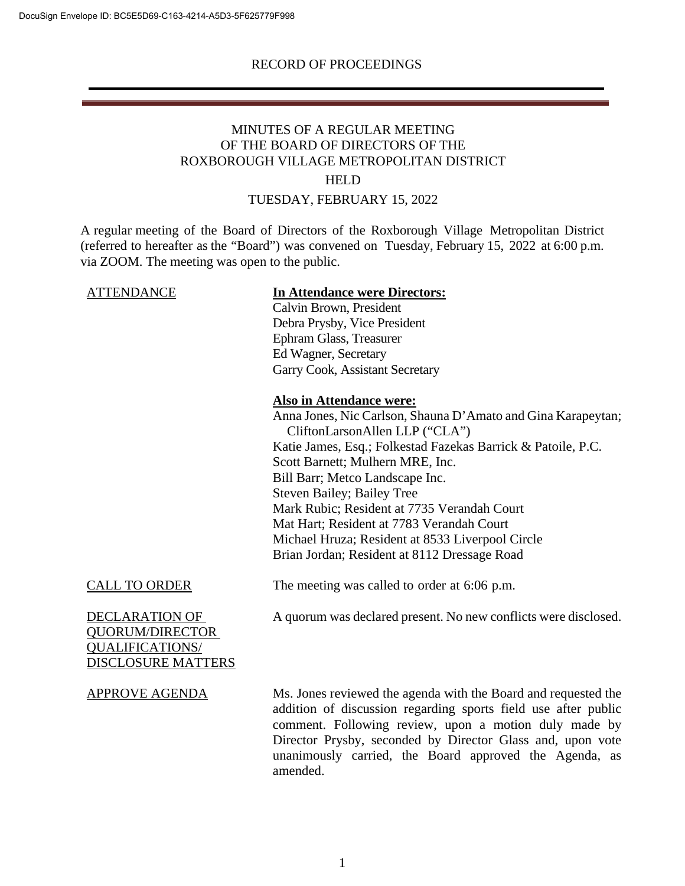DocuSign Envelope ID: BC5E5D69-C163-4214-A5D3-5F625779F998

RECORD OF PROCEEDINGS

# MINUTES OF A REGULAR MEETING OF THE BOARD OF DIRECTORS OF THE ROXBOROUGH VILLAGE METROPOLITAN DISTRICT HELD TUESDAY, FEBRUARY 15, 2022

A regular meeting of the Board of Directors of the Roxborough Village Metropolitan District (referred to hereafter as the "Board") was convened on Tuesday, February 15, 2022 at 6:00 p.m. via ZOOM. The meeting was open to the public.

| | |
|---|---|
| ATTENDANCE | **In Attendance were Directors:**<br>Calvin Brown, President<br>Debra Prysby, Vice President<br>Ephram Glass, Treasurer<br>Ed Wagner, Secretary<br>Garry Cook, Assistant Secretary<br><br>**Also in Attendance were:**<br>Anna Jones, Nic Carlson, Shauna D'Amato and Gina Karapeytan; CliftonLarsonAllen LLP ("CLA")<br>Katie James, Esq.; Folkestad Fazekas Barrick & Patoile, P.C.<br>Scott Barnett; Mulhern MRE, Inc.<br>Bill Barr; Metco Landscape Inc.<br>Steven Bailey; Bailey Tree<br>Mark Rubic; Resident at 7735 Verandah Court<br>Mat Hart; Resident at 7783 Verandah Court<br>Michael Hruza; Resident at 8533 Liverpool Circle<br>Brian Jordan; Resident at 8112 Dressage Road |
| CALL TO ORDER | The meeting was called to order at 6:06 p.m. |
| DECLARATION OF QUORUM/DIRECTOR QUALIFICATIONS/ DISCLOSURE MATTERS | A quorum was declared present. No new conflicts were disclosed. |
| APPROVE AGENDA | Ms. Jones reviewed the agenda with the Board and requested the addition of discussion regarding sports field use after public comment. Following review, upon a motion duly made by Director Prysby, seconded by Director Glass and, upon vote unanimously carried, the Board approved the Agenda, as amended. |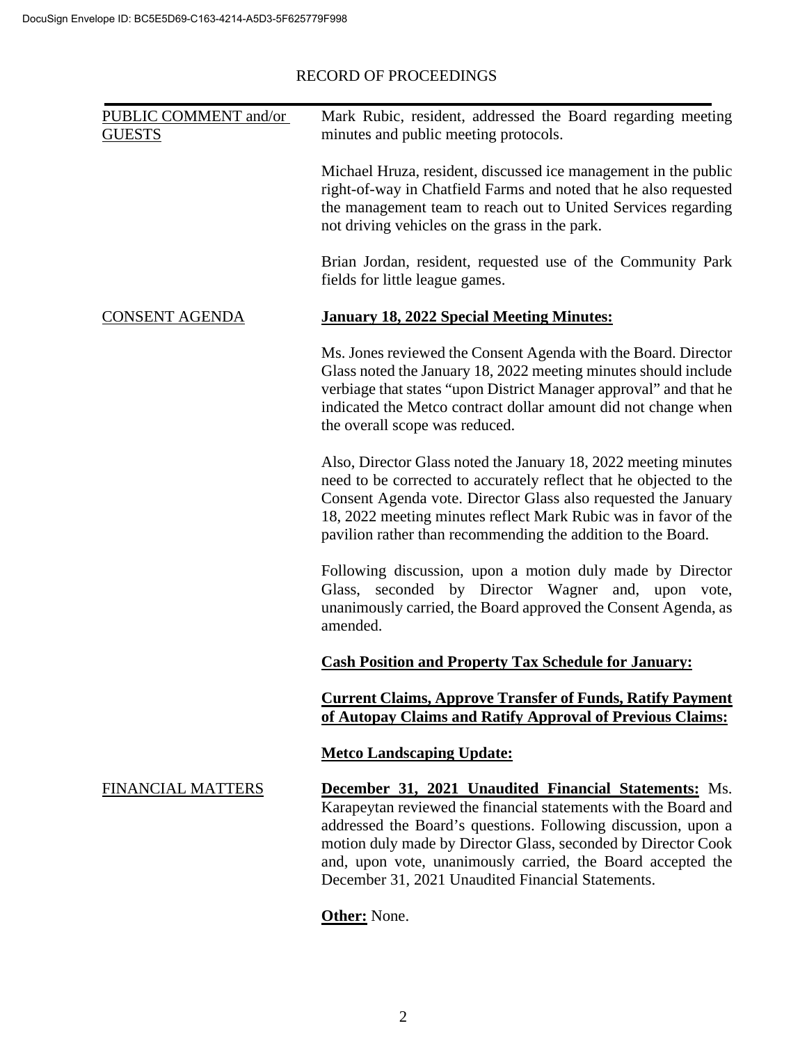DocuSign Envelope ID: BC5E5D69-C163-4214-A5D3-5F625779F998

RECORD OF PROCEEDINGS

PUBLIC COMMENT and/or GUESTS

Mark Rubic, resident, addressed the Board regarding meeting minutes and public meeting protocols.

Michael Hruza, resident, discussed ice management in the public right-of-way in Chatfield Farms and noted that he also requested the management team to reach out to United Services regarding not driving vehicles on the grass in the park.

Brian Jordan, resident, requested use of the Community Park fields for little league games.

CONSENT AGENDA

**January 18, 2022 Special Meeting Minutes:**

Ms. Jones reviewed the Consent Agenda with the Board. Director Glass noted the January 18, 2022 meeting minutes should include verbiage that states "upon District Manager approval" and that he indicated the Metco contract dollar amount did not change when the overall scope was reduced.

Also, Director Glass noted the January 18, 2022 meeting minutes need to be corrected to accurately reflect that he objected to the Consent Agenda vote. Director Glass also requested the January 18, 2022 meeting minutes reflect Mark Rubic was in favor of the pavilion rather than recommending the addition to the Board.

Following discussion, upon a motion duly made by Director Glass, seconded by Director Wagner and, upon vote, unanimously carried, the Board approved the Consent Agenda, as amended.

**Cash Position and Property Tax Schedule for January:**

**Current Claims, Approve Transfer of Funds, Ratify Payment of Autopay Claims and Ratify Approval of Previous Claims:**

**Metco Landscaping Update:**

FINANCIAL MATTERS

**December 31, 2021 Unaudited Financial Statements:** Ms. Karapeytan reviewed the financial statements with the Board and addressed the Board's questions. Following discussion, upon a motion duly made by Director Glass, seconded by Director Cook and, upon vote, unanimously carried, the Board accepted the December 31, 2021 Unaudited Financial Statements.

**Other:** None.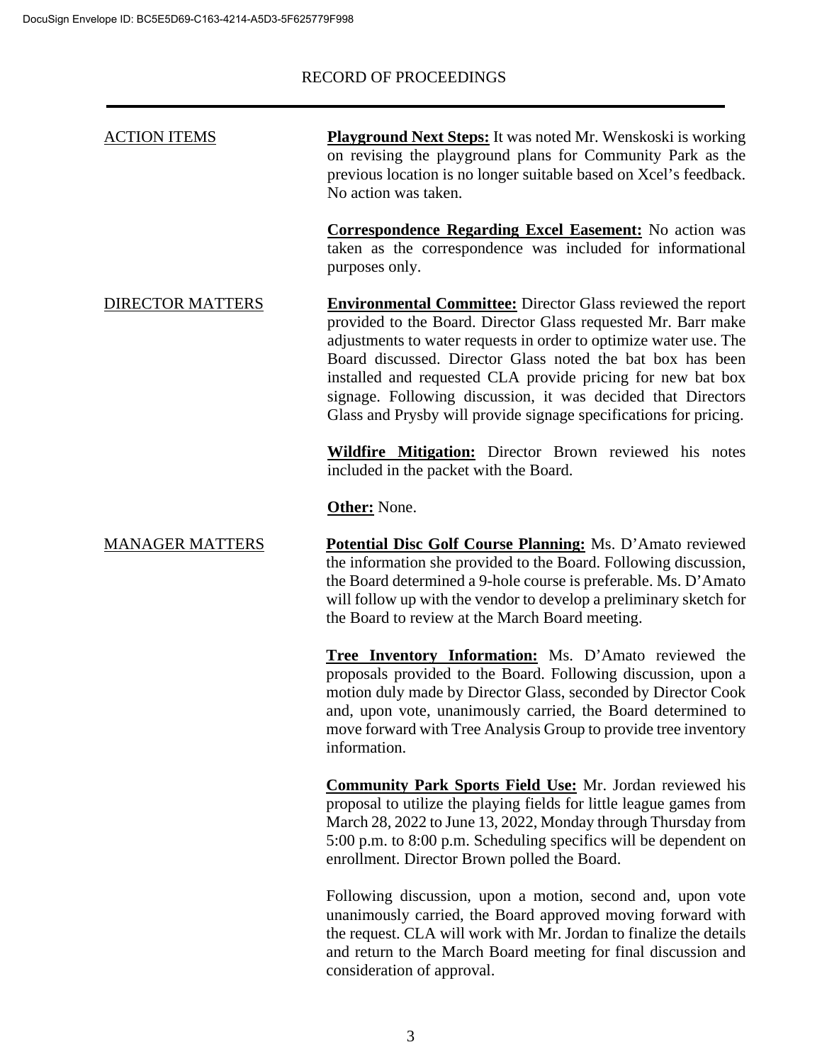RECORD OF PROCEEDINGS

ACTION ITEMS

**Playground Next Steps:** It was noted Mr. Wenskoski is working on revising the playground plans for Community Park as the previous location is no longer suitable based on Xcel's feedback. No action was taken.

**Correspondence Regarding Excel Easement:** No action was taken as the correspondence was included for informational purposes only.

DIRECTOR MATTERS

**Environmental Committee:** Director Glass reviewed the report provided to the Board. Director Glass requested Mr. Barr make adjustments to water requests in order to optimize water use. The Board discussed. Director Glass noted the bat box has been installed and requested CLA provide pricing for new bat box signage. Following discussion, it was decided that Directors Glass and Prysby will provide signage specifications for pricing.

**Wildfire Mitigation:** Director Brown reviewed his notes included in the packet with the Board.

**Other:** None.

MANAGER MATTERS

**Potential Disc Golf Course Planning:** Ms. D'Amato reviewed the information she provided to the Board. Following discussion, the Board determined a 9-hole course is preferable. Ms. D'Amato will follow up with the vendor to develop a preliminary sketch for the Board to review at the March Board meeting.

**Tree Inventory Information:** Ms. D'Amato reviewed the proposals provided to the Board. Following discussion, upon a motion duly made by Director Glass, seconded by Director Cook and, upon vote, unanimously carried, the Board determined to move forward with Tree Analysis Group to provide tree inventory information.

**Community Park Sports Field Use:** Mr. Jordan reviewed his proposal to utilize the playing fields for little league games from March 28, 2022 to June 13, 2022, Monday through Thursday from 5:00 p.m. to 8:00 p.m. Scheduling specifics will be dependent on enrollment. Director Brown polled the Board.

Following discussion, upon a motion, second and, upon vote unanimously carried, the Board approved moving forward with the request. CLA will work with Mr. Jordan to finalize the details and return to the March Board meeting for final discussion and consideration of approval.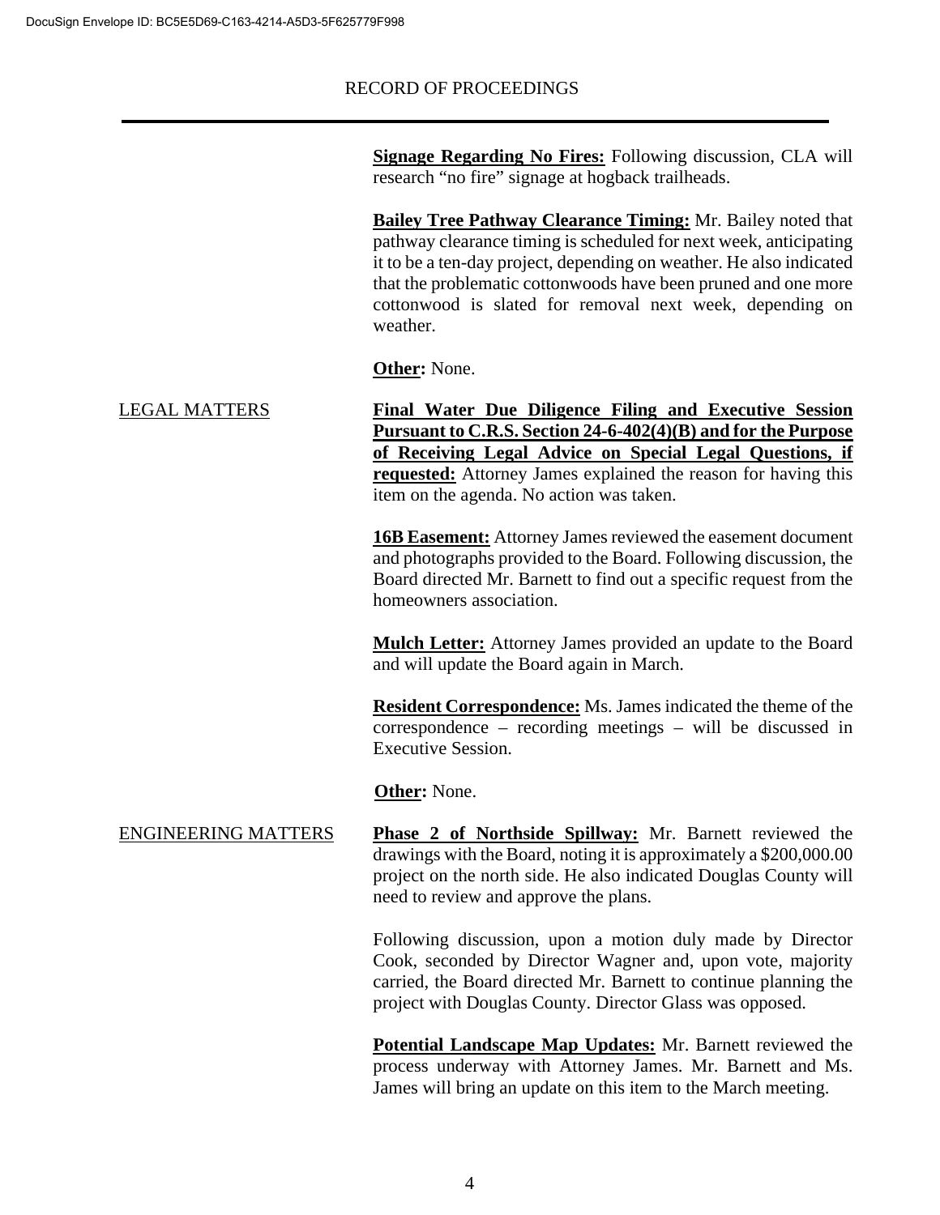**Signage Regarding No Fires:** Following discussion, CLA will research "no fire" signage at hogback trailheads.

**Bailey Tree Pathway Clearance Timing:** Mr. Bailey noted that pathway clearance timing is scheduled for next week, anticipating it to be a ten-day project, depending on weather. He also indicated that the problematic cottonwoods have been pruned and one more cottonwood is slated for removal next week, depending on weather.

**Other:** None.

## LEGAL MATTERS

**Final Water Due Diligence Filing and Executive Session Pursuant to C.R.S. Section 24-6-402(4)(B) and for the Purpose of Receiving Legal Advice on Special Legal Questions, if requested:** Attorney James explained the reason for having this item on the agenda. No action was taken.

**16B Easement:** Attorney James reviewed the easement document and photographs provided to the Board. Following discussion, the Board directed Mr. Barnett to find out a specific request from the homeowners association.

**Mulch Letter:** Attorney James provided an update to the Board and will update the Board again in March.

**Resident Correspondence:** Ms. James indicated the theme of the correspondence – recording meetings – will be discussed in Executive Session.

**Other:** None.

## ENGINEERING MATTERS

**Phase 2 of Northside Spillway:** Mr. Barnett reviewed the drawings with the Board, noting it is approximately a $200,000.00 project on the north side. He also indicated Douglas County will need to review and approve the plans.

Following discussion, upon a motion duly made by Director Cook, seconded by Director Wagner and, upon vote, majority carried, the Board directed Mr. Barnett to continue planning the project with Douglas County. Director Glass was opposed.

**Potential Landscape Map Updates:** Mr. Barnett reviewed the process underway with Attorney James. Mr. Barnett and Ms. James will bring an update on this item to the March meeting.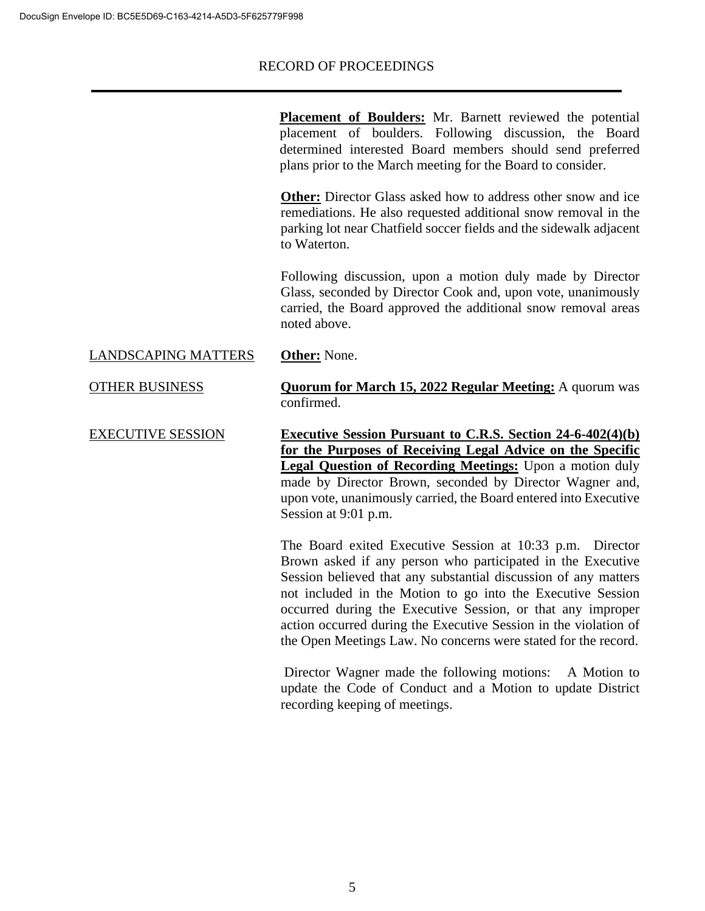**Placement of Boulders:** Mr. Barnett reviewed the potential placement of boulders. Following discussion, the Board determined interested Board members should send preferred plans prior to the March meeting for the Board to consider.

**Other:** Director Glass asked how to address other snow and ice remediations. He also requested additional snow removal in the parking lot near Chatfield soccer fields and the sidewalk adjacent to Waterton.

Following discussion, upon a motion duly made by Director Glass, seconded by Director Cook and, upon vote, unanimously carried, the Board approved the additional snow removal areas noted above.

LANDSCAPING MATTERS

**Other:** None.

OTHER BUSINESS

**Quorum for March 15, 2022 Regular Meeting:** A quorum was confirmed.

EXECUTIVE SESSION

**Executive Session Pursuant to C.R.S. Section 24-6-402(4)(b) for the Purposes of Receiving Legal Advice on the Specific Legal Question of Recording Meetings:** Upon a motion duly made by Director Brown, seconded by Director Wagner and, upon vote, unanimously carried, the Board entered into Executive Session at 9:01 p.m.

The Board exited Executive Session at 10:33 p.m. Director Brown asked if any person who participated in the Executive Session believed that any substantial discussion of any matters not included in the Motion to go into the Executive Session occurred during the Executive Session, or that any improper action occurred during the Executive Session in the violation of the Open Meetings Law. No concerns were stated for the record.

Director Wagner made the following motions: A Motion to update the Code of Conduct and a Motion to update District recording keeping of meetings.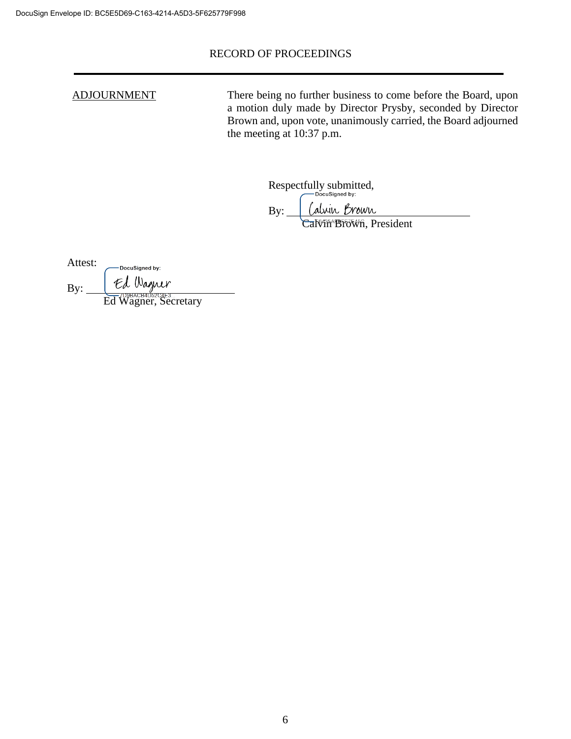RECORD OF PROCEEDINGS

ADJOURNMENT

There being no further business to come before the Board, upon a motion duly made by Director Prysby, seconded by Director Brown and, upon vote, unanimously carried, the Board adjourned the meeting at 10:37 p.m.

Respectfully submitted,

By: Calvin Brown
Calvin Brown, President

Attest:

By: Ed Wagner
Ed Wagner, Secretary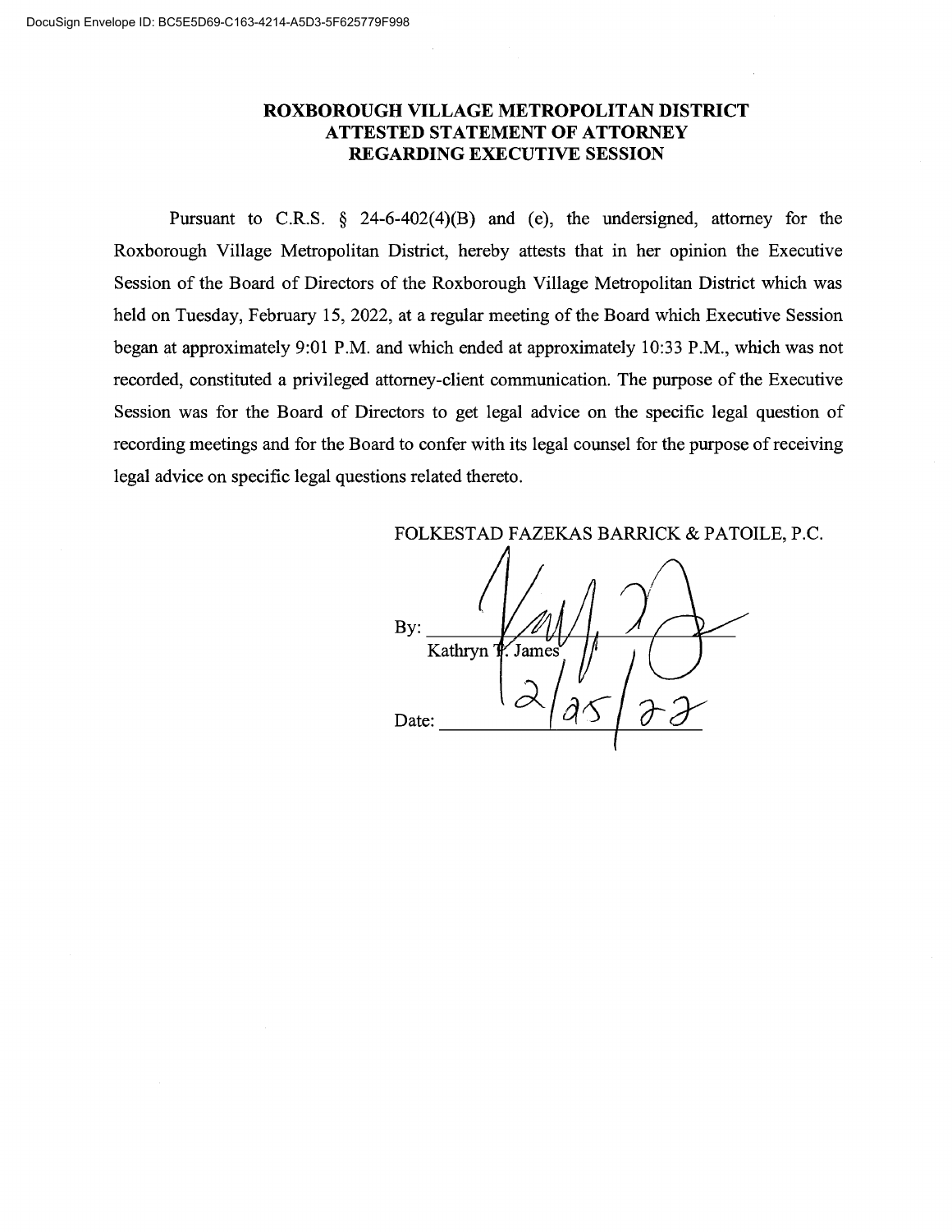DocuSign Envelope ID: BC5E5D69-C163-4214-A5D3-5F625779F998

# ROXBOROUGH VILLAGE METROPOLITAN DISTRICT
# ATTESTED STATEMENT OF ATTORNEY
# REGARDING EXECUTIVE SESSION

Pursuant to C.R.S. § 24-6-402(4)(B) and (e), the undersigned, attorney for the Roxborough Village Metropolitan District, hereby attests that in her opinion the Executive Session of the Board of Directors of the Roxborough Village Metropolitan District which was held on Tuesday, February 15, 2022, at a regular meeting of the Board which Executive Session began at approximately 9:01 P.M. and which ended at approximately 10:33 P.M., which was not recorded, constituted a privileged attorney-client communication. The purpose of the Executive Session was for the Board of Directors to get legal advice on the specific legal question of recording meetings and for the Board to confer with its legal counsel for the purpose of receiving legal advice on specific legal questions related thereto.

FOLKESTAD FAZEKAS BARRICK & PATOILE, P.C.

By: ____________________
Kathryn T. James

Date: 2/25/22